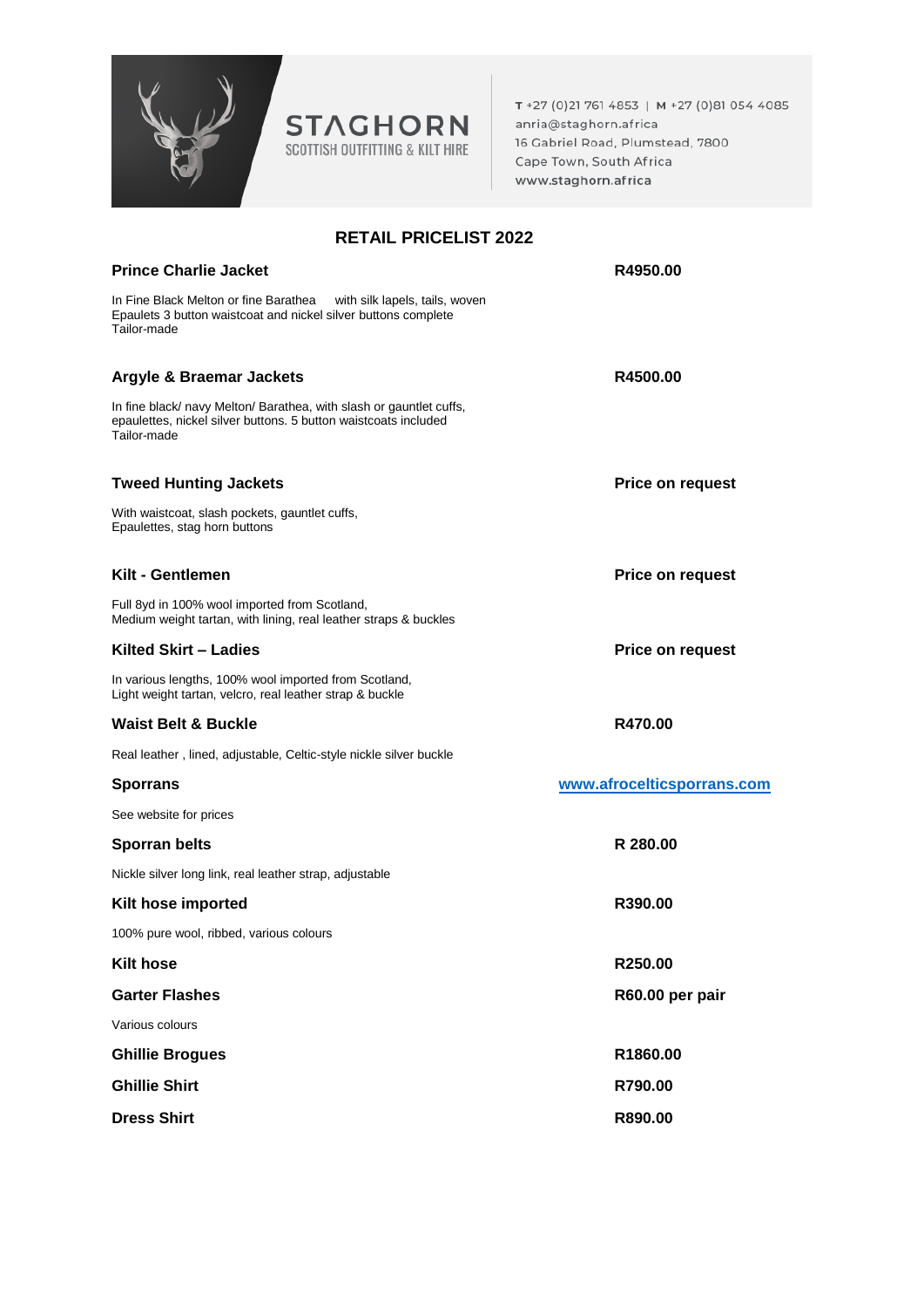**STAGHORN**
SCOTTISH OUTFITTING & KILT HIRE

T +27 (0)21 761 4853 | M +27 (0)81 054 4085
anria@staghorn.africa
16 Gabriel Road, Plumstead, 7800
Cape Town, South Africa
www.staghorn.africa

## RETAIL PRICELIST 2022

**Prince Charlie Jacket** — **R4950.00**

In Fine Black Melton or fine Barathea with silk lapels, tails, woven Epaulets 3 button waistcoat and nickel silver buttons complete
Tailor-made

**Argyle & Braemar Jackets** — **R4500.00**

In fine black/ navy Melton/ Barathea, with slash or gauntlet cuffs, epaulettes, nickel silver buttons. 5 button waistcoats included
Tailor-made

**Tweed Hunting Jackets** — **Price on request**

With waistcoat, slash pockets, gauntlet cuffs,
Epaulettes, stag horn buttons

**Kilt - Gentlemen** — **Price on request**

Full 8yd in 100% wool imported from Scotland,
Medium weight tartan, with lining, real leather straps & buckles

**Kilted Skirt – Ladies** — **Price on request**

In various lengths, 100% wool imported from Scotland,
Light weight tartan, velcro, real leather strap & buckle

**Waist Belt & Buckle** — **R470.00**

Real leather , lined, adjustable, Celtic-style nickle silver buckle

**Sporrans** — **www.afrocelticsporrans.com**

See website for prices

**Sporran belts** — **R 280.00**

Nickle silver long link, real leather strap, adjustable

**Kilt hose imported** — **R390.00**

100% pure wool, ribbed, various colours

**Kilt hose** — **R250.00**

**Garter Flashes** — **R60.00 per pair**

Various colours

**Ghillie Brogues** — **R1860.00**

**Ghillie Shirt** — **R790.00**

**Dress Shirt** — **R890.00**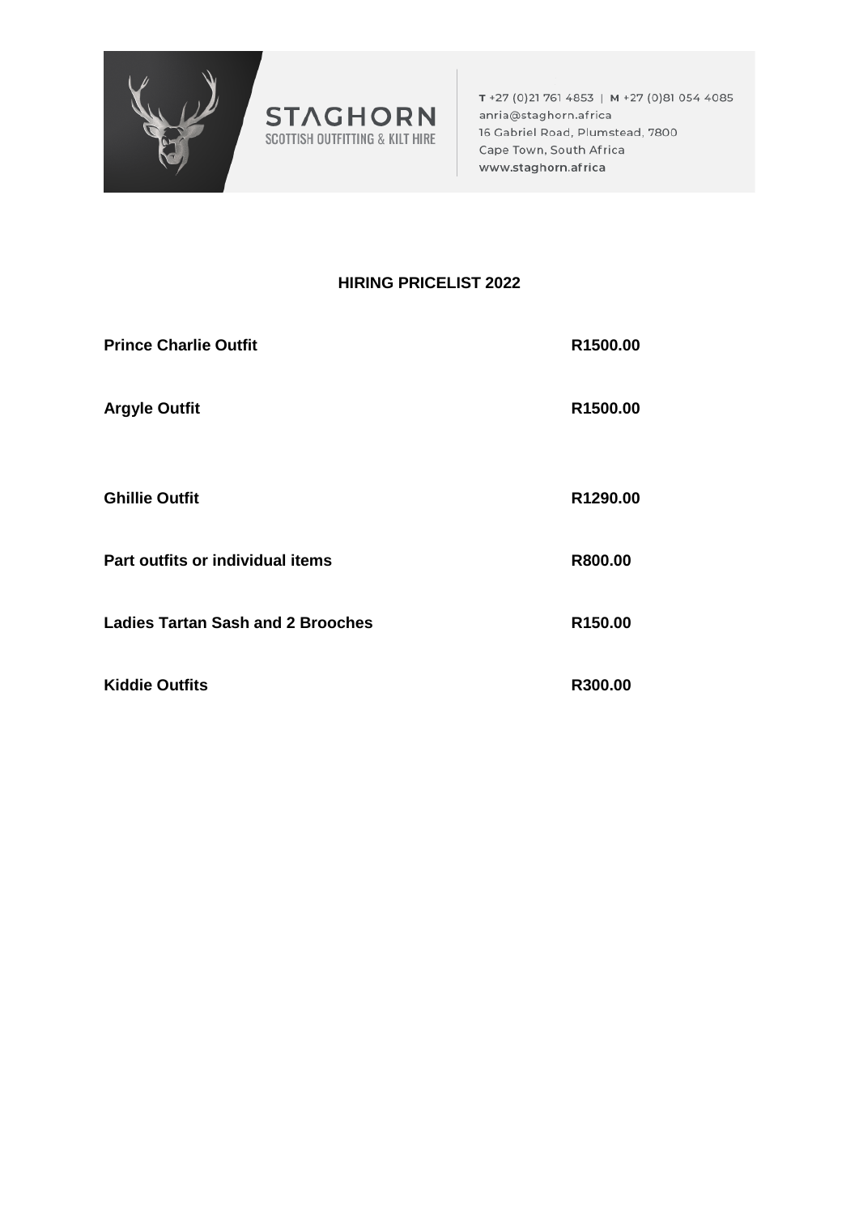STAGHORN
SCOTTISH OUTFITTING & KILT HIRE

**T** +27 (0)21 761 4853 | **M** +27 (0)81 054 4085
anria@staghorn.africa
16 Gabriel Road, Plumstead, 7800
Cape Town, South Africa
www.staghorn.africa

## HIRING PRICELIST 2022

| | |
|---|---|
| **Prince Charlie Outfit** | **R1500.00** |
| **Argyle Outfit** | **R1500.00** |
| **Ghillie Outfit** | **R1290.00** |
| **Part outfits or individual items** | **R800.00** |
| **Ladies Tartan Sash and 2 Brooches** | **R150.00** |
| **Kiddie Outfits** | **R300.00** |